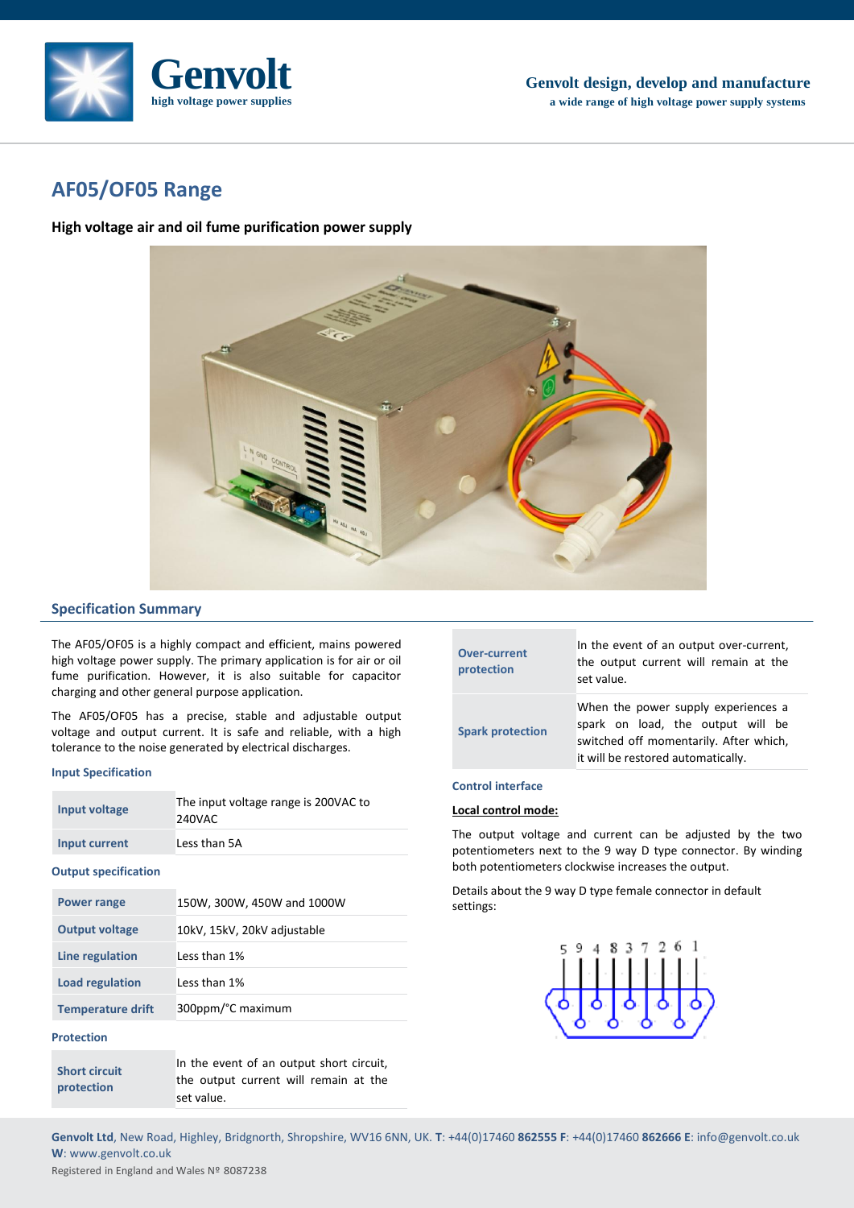Genvolt

high voltage power supplies

**Genvolt design, develop and manufacture**

**a wide range of high voltage power supply systems**

# AF05/OF05 Range

**High voltage air and oil fume purification power supply**

## Specification Summary

The AF05/OF05 is a highly compact and efficient, mains powered high voltage power supply. The primary application is for air or oil fume purification. However, it is also suitable for capacitor charging and other general purpose application.

The AF05/OF05 has a precise, stable and adjustable output voltage and output current. It is safe and reliable, with a high tolerance to the noise generated by electrical discharges.

### Input Specification

| | |
|---|---|
| **Input voltage** | The input voltage range is 200VAC to 240VAC |
| **Input current** | Less than 5A |

### Output specification

| | |
|---|---|
| **Power range** | 150W, 300W, 450W and 1000W |
| **Output voltage** | 10kV, 15kV, 20kV adjustable |
| **Line regulation** | Less than 1% |
| **Load regulation** | Less than 1% |
| **Temperature drift** | 300ppm/°C maximum |

### Protection

| | |
|---|---|
| **Short circuit protection** | In the event of an output short circuit, the output current will remain at the set value. |
| **Over-current protection** | In the event of an output over-current, the output current will remain at the set value. |
| **Spark protection** | When the power supply experiences a spark on load, the output will be switched off momentarily. After which, it will be restored automatically. |

### Control interface

**Local control mode:**

The output voltage and current can be adjusted by the two potentiometers next to the 9 way D type connector. By winding both potentiometers clockwise increases the output.

Details about the 9 way D type female connector in default settings:

5 9 4 8 3 7 2 6 1

**Genvolt Ltd**, New Road, Highley, Bridgnorth, Shropshire, WV16 6NN, UK. **T**: +44(0)17460 **862555** **F**: +44(0)17460 **862666** **E**: info@genvolt.co.uk **W**: www.genvolt.co.uk

Registered in England and Wales № 8087238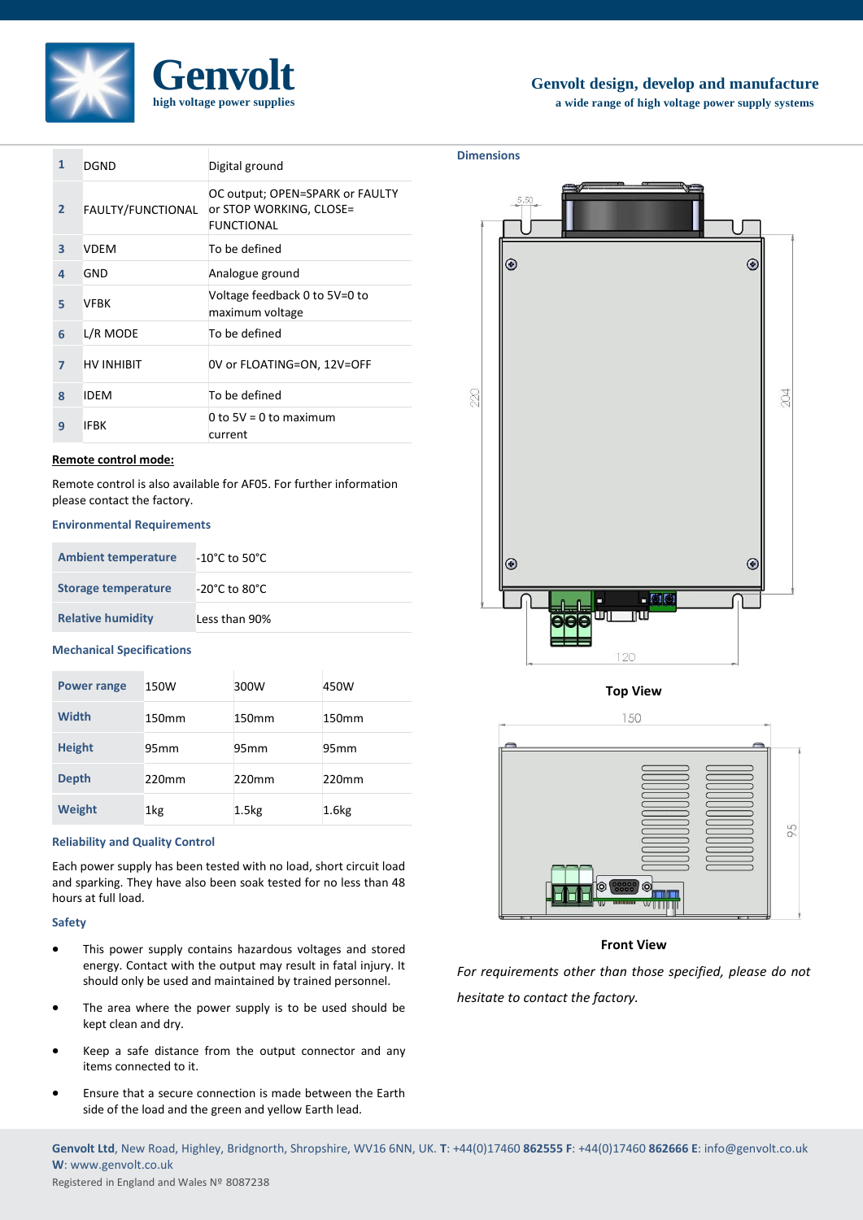| | | |
|---|---|---|
| 1 | DGND | Digital ground |
| 2 | FAULTY/FUNCTIONAL | OC output; OPEN=SPARK or FAULTY or STOP WORKING, CLOSE= FUNCTIONAL |
| 3 | VDEM | To be defined |
| 4 | GND | Analogue ground |
| 5 | VFBK | Voltage feedback 0 to 5V=0 to maximum voltage |
| 6 | L/R MODE | To be defined |
| 7 | HV INHIBIT | 0V or FLOATING=ON, 12V=OFF |
| 8 | IDEM | To be defined |
| 9 | IFBK | 0 to 5V = 0 to maximum current |

**Remote control mode:**

Remote control is also available for AF05. For further information please contact the factory.

### Environmental Requirements

| | |
|---|---|
| Ambient temperature | -10°C to 50°C |
| Storage temperature | -20°C to 80°C |
| Relative humidity | Less than 90% |

### Mechanical Specifications

| | | | |
|---|---|---|---|
| Power range | 150W | 300W | 450W |
| Width | 150mm | 150mm | 150mm |
| Height | 95mm | 95mm | 95mm |
| Depth | 220mm | 220mm | 220mm |
| Weight | 1kg | 1.5kg | 1.6kg |

### Reliability and Quality Control

Each power supply has been tested with no load, short circuit load and sparking. They have also been soak tested for no less than 48 hours at full load.

### Safety

- This power supply contains hazardous voltages and stored energy. Contact with the output may result in fatal injury. It should only be used and maintained by trained personnel.
- The area where the power supply is to be used should be kept clean and dry.
- Keep a safe distance from the output connector and any items connected to it.
- Ensure that a secure connection is made between the Earth side of the load and the green and yellow Earth lead.

### Dimensions

5.50

220

204

120

**Top View**

150

95

**Front View**

*For requirements other than those specified, please do not hesitate to contact the factory.*

**Genvolt Ltd**, New Road, Highley, Bridgnorth, Shropshire, WV16 6NN, UK. **T**: +44(0)17460 **862555** **F**: +44(0)17460 **862666** **E**: info@genvolt.co.uk
**W**: www.genvolt.co.uk
Registered in England and Wales № 8087238